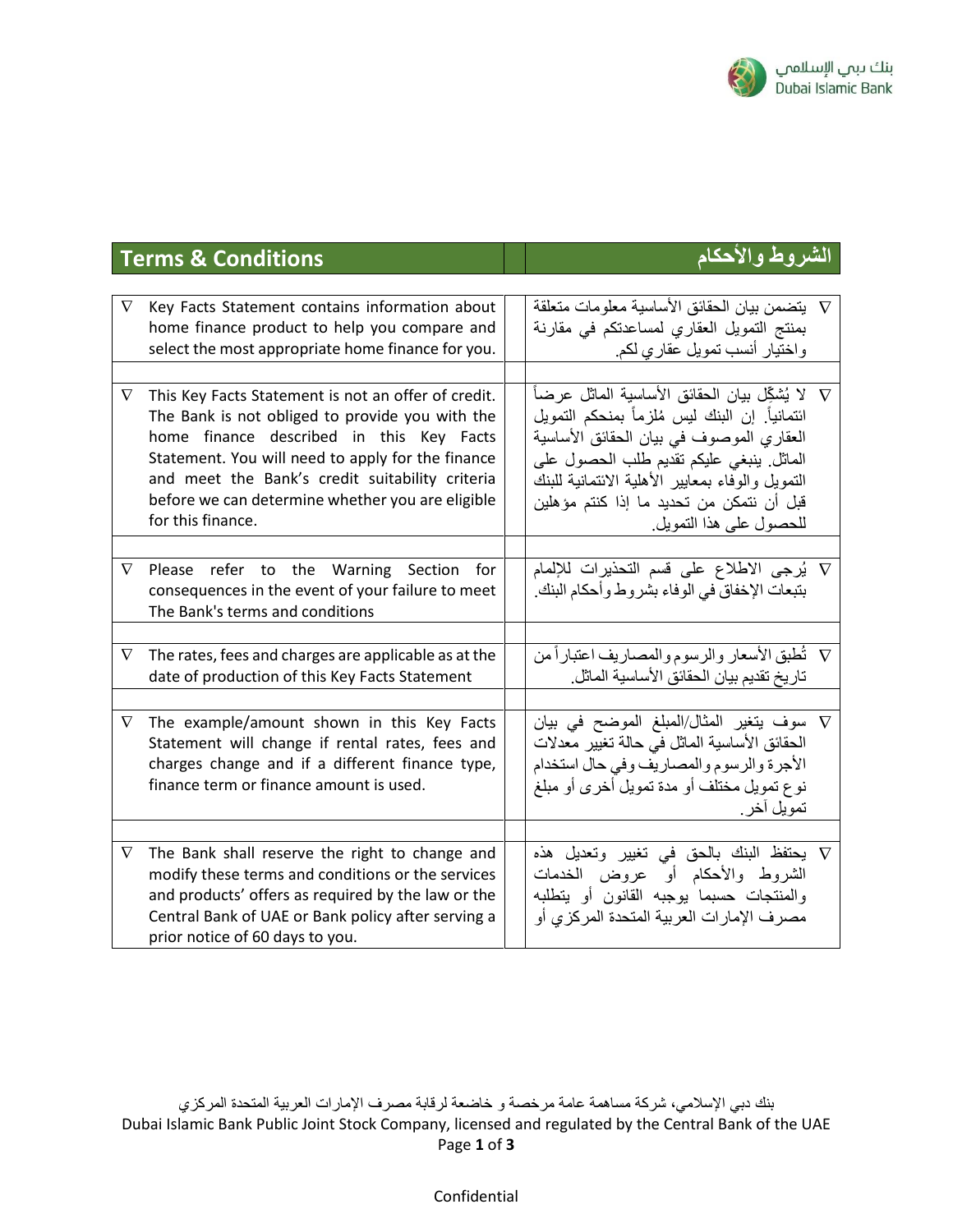| Terms & Conditions | الشروط والأحكام |
|---|---|
| ∇ Key Facts Statement contains information about home finance product to help you compare and select the most appropriate home finance for you. | ∇ يتضمن بيان الحقائق الأساسية معلومات متعلقة بمنتج التمويل العقاري لمساعدتكم في مقارنة واختيار أنسب تمويل عقاري لكم. |
| ∇ This Key Facts Statement is not an offer of credit. The Bank is not obliged to provide you with the home finance described in this Key Facts Statement. You will need to apply for the finance and meet the Bank's credit suitability criteria before we can determine whether you are eligible for this finance. | ∇ لا يُشكّل بيان الحقائق الأساسية الماثل عرضاً ائتمانياً. إن البنك ليس مُلزماً بمنحكم التمويل العقاري الموصوف في بيان الحقائق الأساسية الماثل. ينبغي عليكم تقديم طلب الحصول على التمويل والوفاء بمعايير الأهلية الائتمانية للبنك قبل أن نتمكن من تحديد ما إذا كنتم مؤهلين للحصول على هذا التمويل. |
| ∇ Please refer to the Warning Section for consequences in the event of your failure to meet The Bank's terms and conditions | ∇ يُرجى الاطلاع على قسم التحذيرات للإلمام بتبعات الإخفاق في الوفاء بشروط وأحكام البنك. |
| ∇ The rates, fees and charges are applicable as at the date of production of this Key Facts Statement | ∇ تُطبق الأسعار والرسوم والمصاريف اعتباراً من تاريخ تقديم بيان الحقائق الأساسية الماثل. |
| ∇ The example/amount shown in this Key Facts Statement will change if rental rates, fees and charges change and if a different finance type, finance term or finance amount is used. | ∇ سوف يتغير المثال/المبلغ الموضح في بيان الحقائق الأساسية الماثل في حالة تغيير معدلات الأجرة والرسوم والمصاريف وفي حال استخدام نوع تمويل مختلف أو مدة تمويل أخرى أو مبلغ تمويل آخر. |
| ∇ The Bank shall reserve the right to change and modify these terms and conditions or the services and products' offers as required by the law or the Central Bank of UAE or Bank policy after serving a prior notice of 60 days to you. | ∇ يحتفظ البنك بالحق في تغيير وتعديل هذه الشروط والأحكام أو عروض الخدمات والمنتجات حسبما يوجبه القانون أو يتطلبه مصرف الإمارات العربية المتحدة المركزي أو |

بنك دبي الإسلامي، شركة مساهمة عامة مرخصة و خاضعة لرقابة مصرف الإمارات العربية المتحدة المركزي

Dubai Islamic Bank Public Joint Stock Company, licensed and regulated by the Central Bank of the UAE

Confidential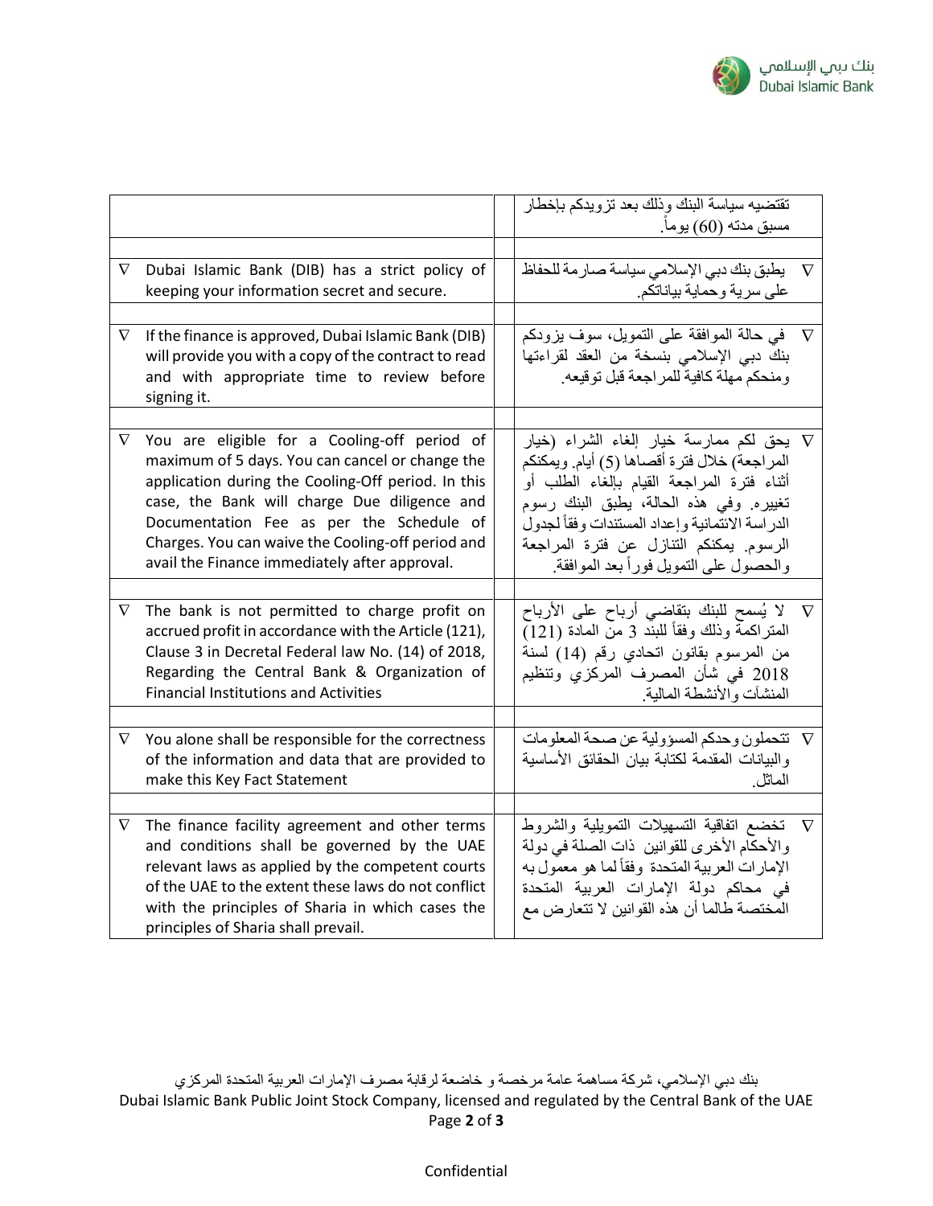| | |
|---|---|
| | تقتضيه سياسة البنك وذلك بعد تزويدكم بإخطار مسبق مدته (60) يوماً. |
| ∇ Dubai Islamic Bank (DIB) has a strict policy of keeping your information secret and secure. | ∇ يطبق بنك دبي الإسلامي سياسة صارمة للحفاظ على سرية وحماية بياناتكم. |
| ∇ If the finance is approved, Dubai Islamic Bank (DIB) will provide you with a copy of the contract to read and with appropriate time to review before signing it. | ∇ في حالة الموافقة على التمويل، سوف يزودكم بنك دبي الإسلامي بنسخة من العقد لقراءتها ومنحكم مهلة كافية للمراجعة قبل توقيعه. |
| ∇ You are eligible for a Cooling-off period of maximum of 5 days. You can cancel or change the application during the Cooling-Off period. In this case, the Bank will charge Due diligence and Documentation Fee as per the Schedule of Charges. You can waive the Cooling-off period and avail the Finance immediately after approval. | ∇ يحق لكم ممارسة خيار إلغاء الشراء (خيار المراجعة) خلال فترة أقصاها (5) أيام. ويمكنكم أثناء فترة المراجعة القيام بإلغاء الطلب أو تغييره. وفي هذه الحالة، يطبق البنك رسوم الدراسة الائتمانية وإعداد المستندات وفقاً لجدول الرسوم. يمكنكم التنازل عن فترة المراجعة والحصول على التمويل فوراً بعد الموافقة. |
| ∇ The bank is not permitted to charge profit on accrued profit in accordance with the Article (121), Clause 3 in Decretal Federal law No. (14) of 2018, Regarding the Central Bank & Organization of Financial Institutions and Activities | ∇ لا يُسمح للبنك بتقاضي أرباح على الأرباح المتراكمة وذلك وفقاً للبند 3 من المادة (121) من المرسوم بقانون اتحادي رقم (14) لسنة 2018 في شأن المصرف المركزي وتنظيم المنشآت والأنشطة المالية. |
| ∇ You alone shall be responsible for the correctness of the information and data that are provided to make this Key Fact Statement | ∇ تتحملون وحدكم المسؤولية عن صحة المعلومات والبيانات المقدمة لكتابة بيان الحقائق الأساسية الماثل. |
| ∇ The finance facility agreement and other terms and conditions shall be governed by the UAE relevant laws as applied by the competent courts of the UAE to the extent these laws do not conflict with the principles of Sharia in which cases the principles of Sharia shall prevail. | ∇ تخضع اتفاقية التسهيلات التمويلية والشروط والأحكام الأخرى للقوانين ذات الصلة في دولة الإمارات العربية المتحدة وفقاً لما هو معمول به في محاكم دولة الإمارات العربية المتحدة المختصة طالما أن هذه القوانين لا تتعارض مع |

بنك دبي الإسلامي، شركة مساهمة عامة مرخصة و خاضعة لرقابة مصرف الإمارات العربية المتحدة المركزي

Dubai Islamic Bank Public Joint Stock Company, licensed and regulated by the Central Bank of the UAE

Confidential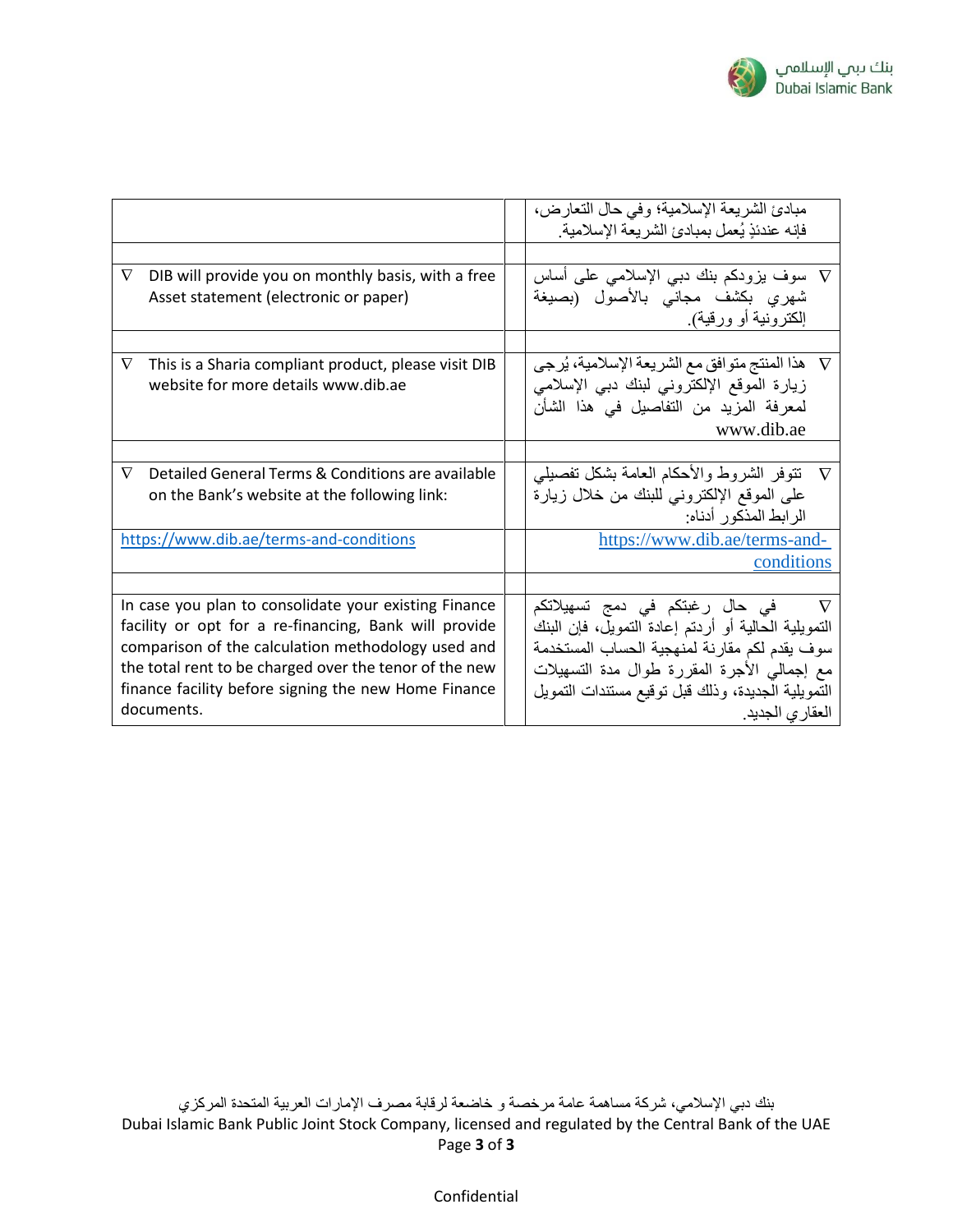| | | |
|---|---|---|
| | | مبادئ الشريعة الإسلامية؛ وفي حال التعارض، فإنه عندئذٍ يُعمل بمبادئ الشريعة الإسلامية. |
| | | |
| ∇ DIB will provide you on monthly basis, with a free Asset statement (electronic or paper) | | ∇ سوف يزودكم بنك دبي الإسلامي على أساس شهري بكشف مجاني بالأصول (بصيغة إلكترونية أو ورقية). |
| | | |
| ∇ This is a Sharia compliant product, please visit DIB website for more details www.dib.ae | | ∇ هذا المنتج متوافق مع الشريعة الإسلامية، يُرجى زيارة الموقع الإلكتروني لبنك دبي الإسلامي لمعرفة المزيد من التفاصيل في هذا الشأن www.dib.ae |
| | | |
| ∇ Detailed General Terms & Conditions are available on the Bank's website at the following link: | | ∇ تتوفر الشروط والأحكام العامة بشكل تفصيلي على الموقع الإلكتروني للبنك من خلال زيارة الرابط المذكور أدناه: |
| https://www.dib.ae/terms-and-conditions | | https://www.dib.ae/terms-and-conditions |
| | | |
| In case you plan to consolidate your existing Finance facility or opt for a re-financing, Bank will provide comparison of the calculation methodology used and the total rent to be charged over the tenor of the new finance facility before signing the new Home Finance documents. | | ∇ في حال رغبتكم في دمج تسهيلاتكم التمويلية الحالية أو أردتم إعادة التمويل، فإن البنك سوف يقدم لكم مقارنة لمنهجية الحساب المستخدمة مع إجمالي الأجرة المقررة طوال مدة التسهيلات التمويلية الجديدة، وذلك قبل توقيع مستندات التمويل العقاري الجديد. |

بنك دبي الإسلامي، شركة مساهمة عامة مرخصة و خاضعة لرقابة مصرف الإمارات العربية المتحدة المركزي

Dubai Islamic Bank Public Joint Stock Company, licensed and regulated by the Central Bank of the UAE

Confidential